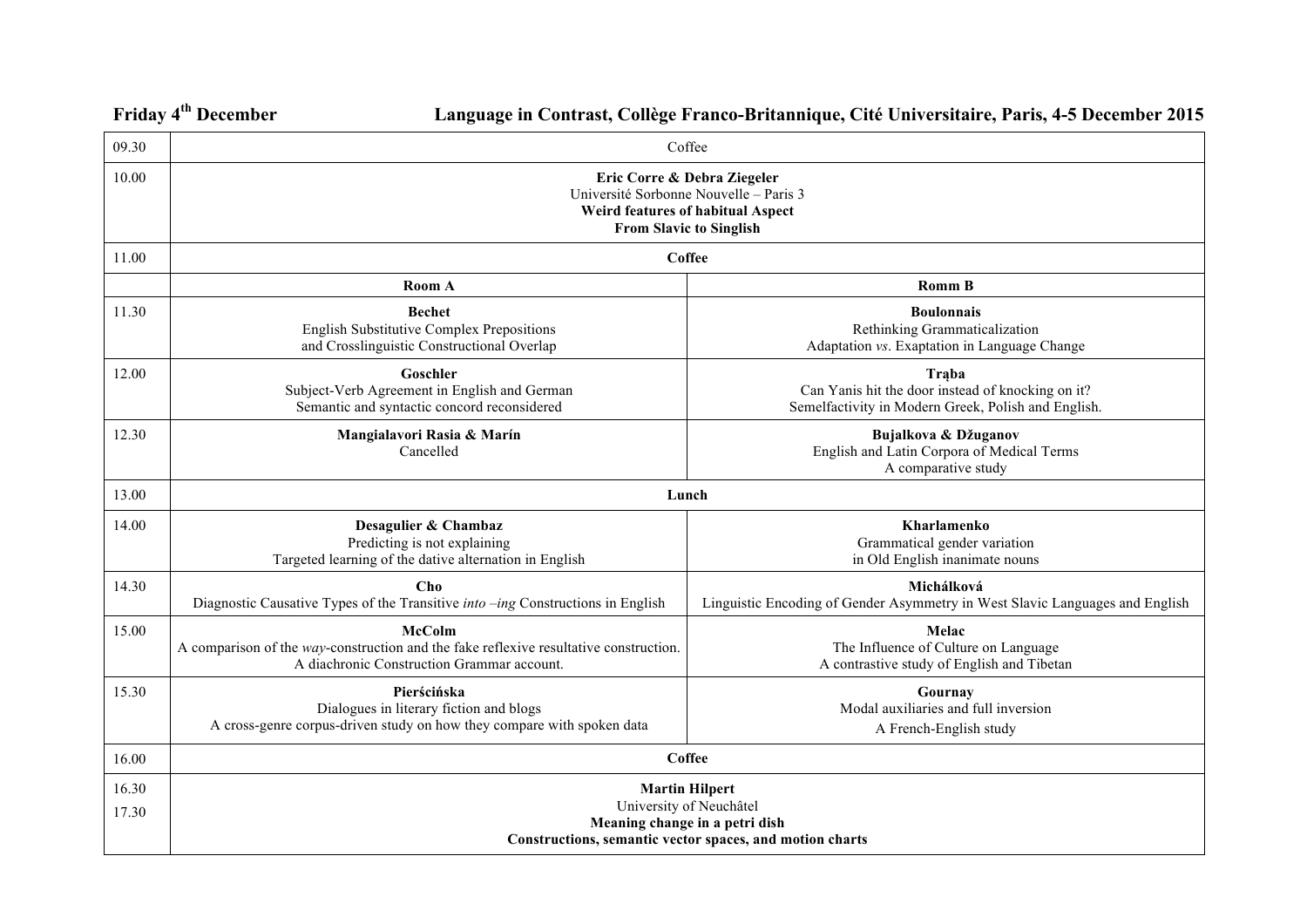**Friday 4th December** **Language in Contrast, Collège Franco-Britannique, Cité Universitaire, Paris, 4-5 December 2015**

| | | |
|---|---|---|
| 09.30 | Coffee | |
| 10.00 | **Eric Corre & Debra Ziegeler**<br>Université Sorbonne Nouvelle – Paris 3<br>**Weird features of habitual Aspect**<br>**From Slavic to Singlish** | |
| 11.00 | **Coffee** | |
| | **Room A** | **Romm B** |
| 11.30 | **Bechet**<br>English Substitutive Complex Prepositions<br>and Crosslinguistic Constructional Overlap | **Boulonnais**<br>Rethinking Grammaticalization<br>Adaptation *vs*. Exaptation in Language Change |
| 12.00 | **Goschler**<br>Subject-Verb Agreement in English and German<br>Semantic and syntactic concord reconsidered | **Trąba**<br>Can Yanis hit the door instead of knocking on it?<br>Semelfactivity in Modern Greek, Polish and English. |
| 12.30 | **Mangialavori Rasia & Marín**<br>Cancelled | **Bujalkova & Džuganov**<br>English and Latin Corpora of Medical Terms<br>A comparative study |
| 13.00 | **Lunch** | |
| 14.00 | **Desagulier & Chambaz**<br>Predicting is not explaining<br>Targeted learning of the dative alternation in English | **Kharlamenko**<br>Grammatical gender variation<br>in Old English inanimate nouns |
| 14.30 | **Cho**<br>Diagnostic Causative Types of the Transitive *into –ing* Constructions in English | **Michálková**<br>Linguistic Encoding of Gender Asymmetry in West Slavic Languages and English |
| 15.00 | **McColm**<br>A comparison of the *way*-construction and the fake reflexive resultative construction.<br>A diachronic Construction Grammar account. | **Melac**<br>The Influence of Culture on Language<br>A contrastive study of English and Tibetan |
| 15.30 | **Pierścińska**<br>Dialogues in literary fiction and blogs<br>A cross-genre corpus-driven study on how they compare with spoken data | **Gournay**<br>Modal auxiliaries and full inversion<br>A French-English study |
| 16.00 | **Coffee** | |
| 16.30<br>17.30 | **Martin Hilpert**<br>University of Neuchâtel<br>**Meaning change in a petri dish**<br>**Constructions, semantic vector spaces, and motion charts** | |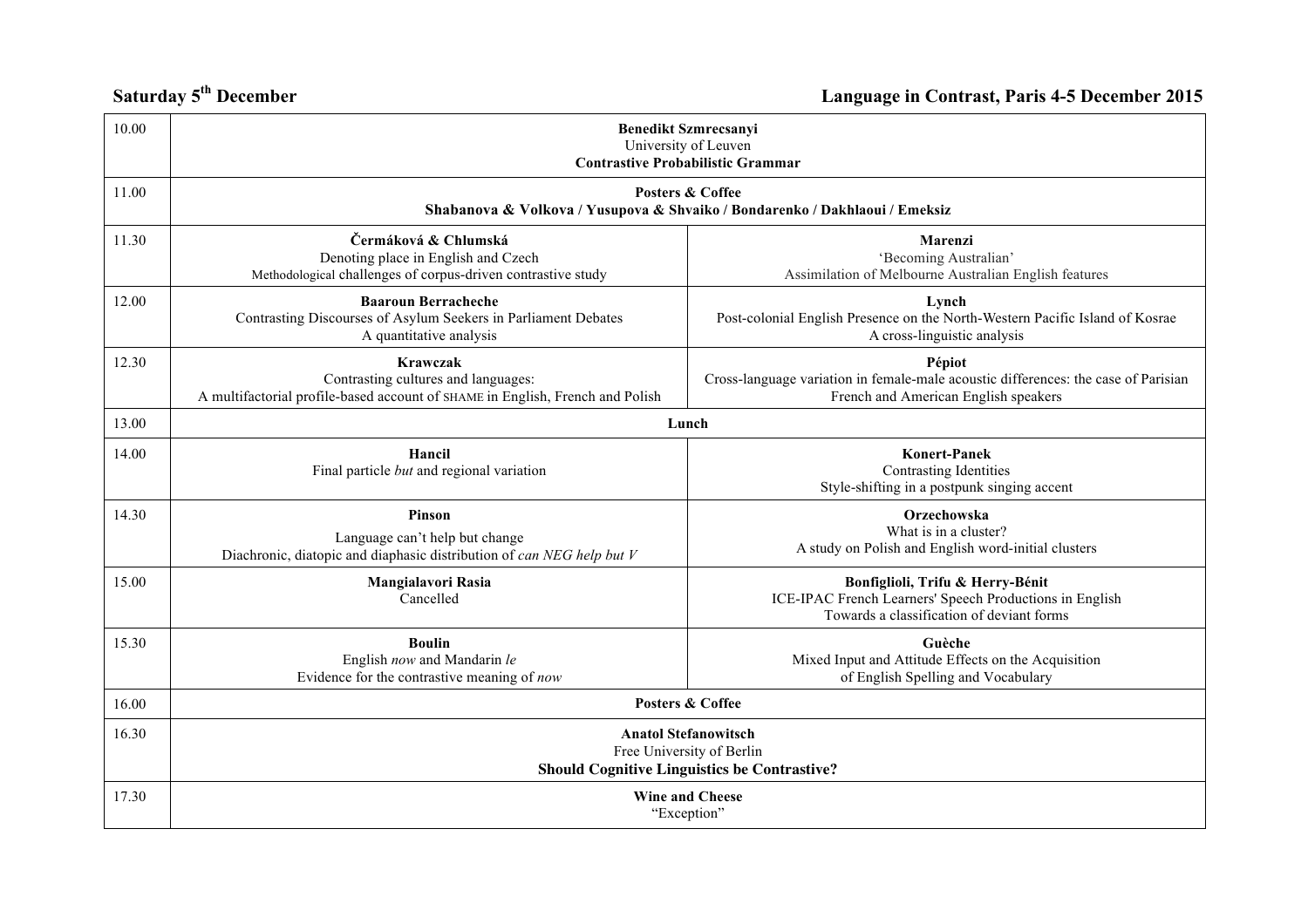## Saturday 5th December

## Language in Contrast, Paris 4-5 December 2015

| | | |
|---|---|---|
| 10.00 | **Benedikt Szmrecsanyi**<br>University of Leuven<br>**Contrastive Probabilistic Grammar** | |
| 11.00 | **Posters & Coffee**<br>**Shabanova & Volkova / Yusupova & Shvaiko / Bondarenko / Dakhlaoui / Emeksiz** | |
| 11.30 | **Čermáková & Chlumská**<br>Denoting place in English and Czech<br>Methodological challenges of corpus-driven contrastive study | **Marenzi**<br>'Becoming Australian'<br>Assimilation of Melbourne Australian English features |
| 12.00 | **Baaroun Berracheche**<br>Contrasting Discourses of Asylum Seekers in Parliament Debates<br>A quantitative analysis | **Lynch**<br>Post-colonial English Presence on the North-Western Pacific Island of Kosrae<br>A cross-linguistic analysis |
| 12.30 | **Krawczak**<br>Contrasting cultures and languages:<br>A multifactorial profile-based account of SHAME in English, French and Polish | **Pépiot**<br>Cross-language variation in female-male acoustic differences: the case of Parisian French and American English speakers |
| 13.00 | **Lunch** | |
| 14.00 | **Hancil**<br>Final particle *but* and regional variation | **Konert-Panek**<br>Contrasting Identities<br>Style-shifting in a postpunk singing accent |
| 14.30 | **Pinson**<br>Language can't help but change<br>Diachronic, diatopic and diaphasic distribution of *can NEG help but V* | **Orzechowska**<br>What is in a cluster?<br>A study on Polish and English word-initial clusters |
| 15.00 | **Mangialavori Rasia**<br>Cancelled | **Bonfiglioli, Trifu & Herry-Bénit**<br>ICE-IPAC French Learners' Speech Productions in English<br>Towards a classification of deviant forms |
| 15.30 | **Boulin**<br>English *now* and Mandarin *le*<br>Evidence for the contrastive meaning of *now* | **Guèche**<br>Mixed Input and Attitude Effects on the Acquisition of English Spelling and Vocabulary |
| 16.00 | **Posters & Coffee** | |
| 16.30 | **Anatol Stefanowitsch**<br>Free University of Berlin<br>**Should Cognitive Linguistics be Contrastive?** | |
| 17.30 | **Wine and Cheese**<br>"Exception" | |